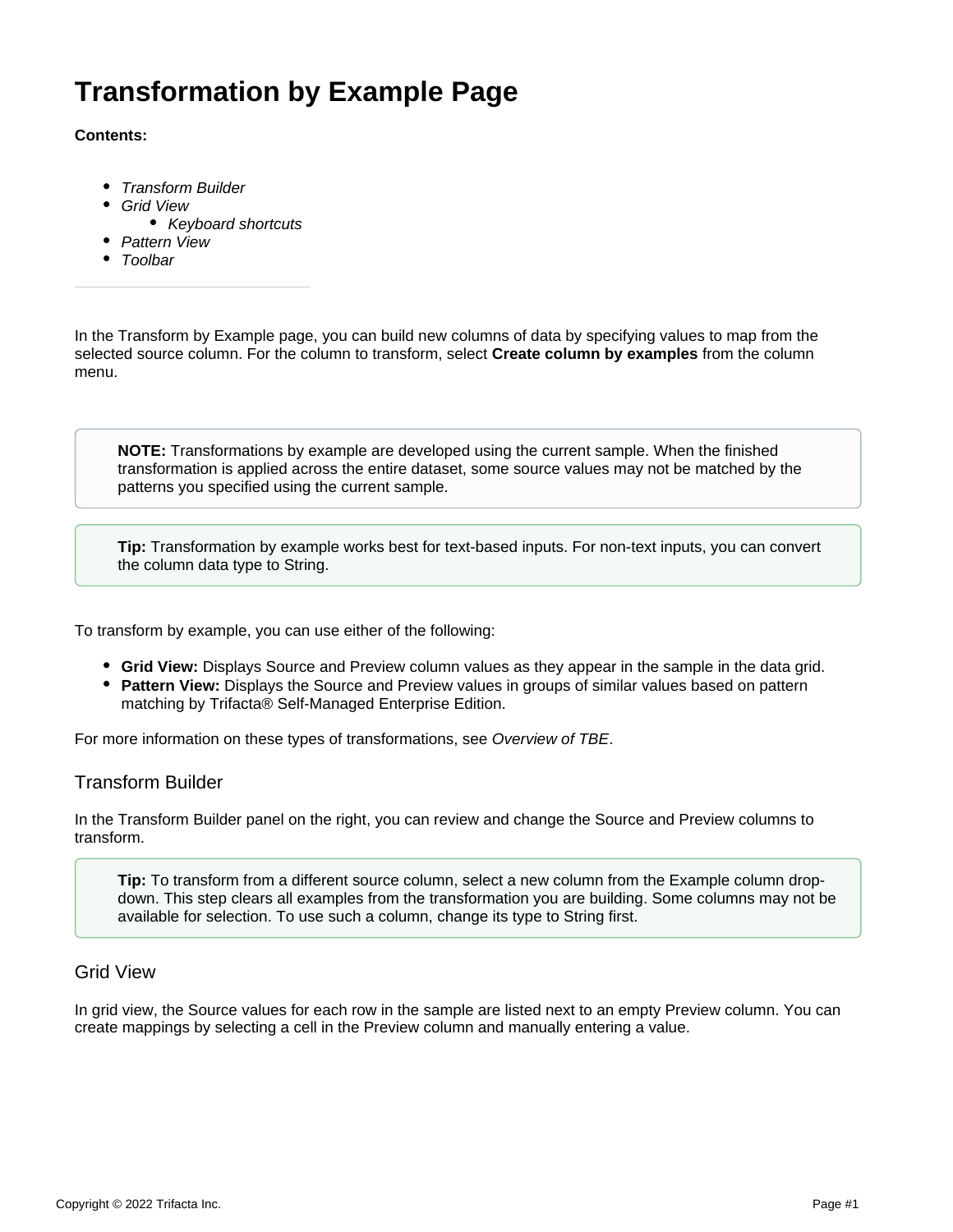# Transformation by Example Page

**Contents:**

- *Transform Builder*
- *Grid View*
    - *Keyboard shortcuts*
- *Pattern View*
- *Toolbar*

---

In the Transform by Example page, you can build new columns of data by specifying values to map from the selected source column. For the column to transform, select **Create column by examples** from the column menu.

> **NOTE:** Transformations by example are developed using the current sample. When the finished transformation is applied across the entire dataset, some source values may not be matched by the patterns you specified using the current sample.

> **Tip:** Transformation by example works best for text-based inputs. For non-text inputs, you can convert the column data type to String.

To transform by example, you can use either of the following:

- **Grid View:** Displays Source and Preview column values as they appear in the sample in the data grid.
- **Pattern View:** Displays the Source and Preview values in groups of similar values based on pattern matching by Trifacta® Self-Managed Enterprise Edition.

For more information on these types of transformations, see *Overview of TBE*.

## Transform Builder

In the Transform Builder panel on the right, you can review and change the Source and Preview columns to transform.

> **Tip:** To transform from a different source column, select a new column from the Example column drop-down. This step clears all examples from the transformation you are building. Some columns may not be available for selection. To use such a column, change its type to String first.

## Grid View

In grid view, the Source values for each row in the sample are listed next to an empty Preview column. You can create mappings by selecting a cell in the Preview column and manually entering a value.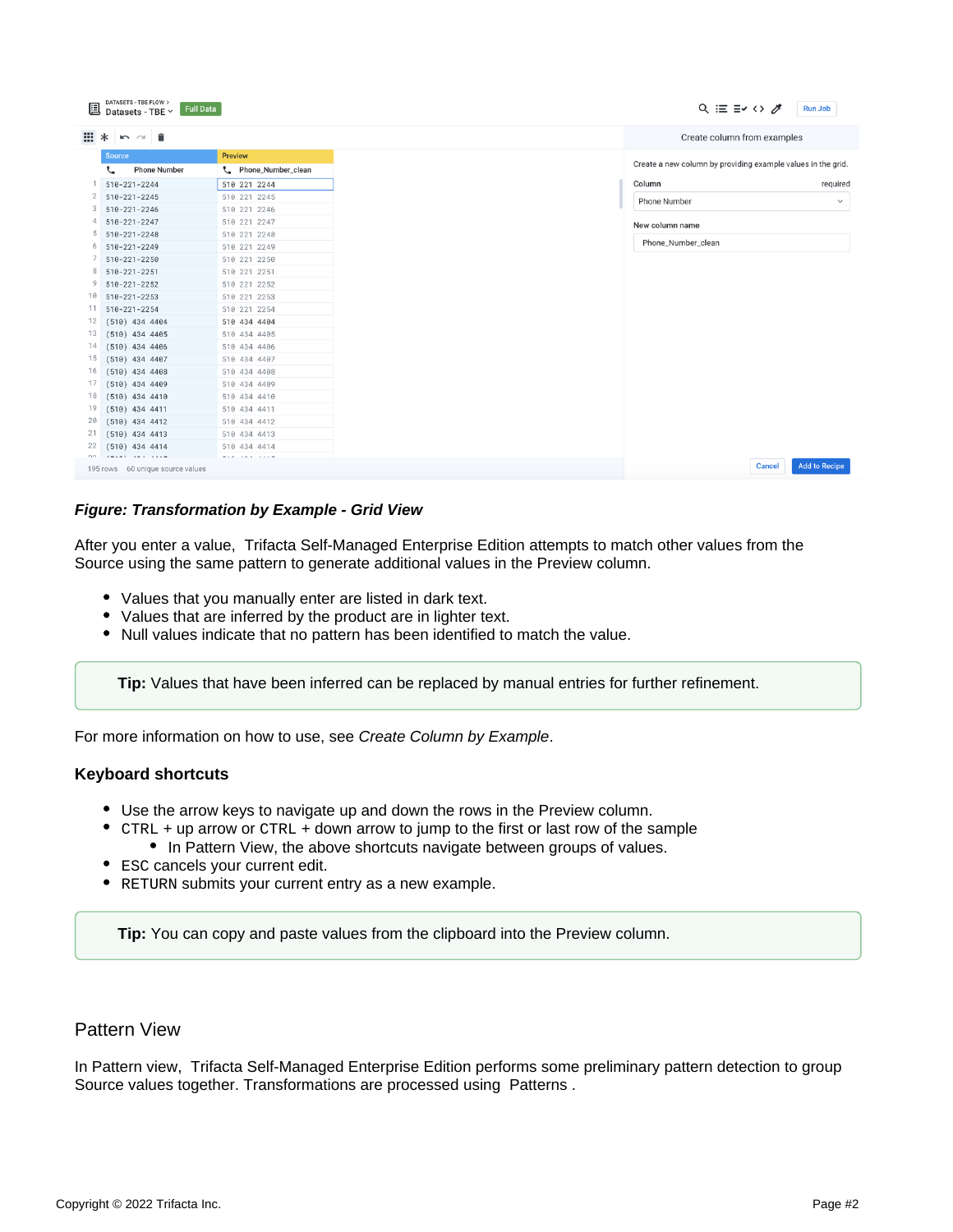*Figure: Transformation by Example - Grid View*

After you enter a value, Trifacta Self-Managed Enterprise Edition attempts to match other values from the Source using the same pattern to generate additional values in the Preview column.

- Values that you manually enter are listed in dark text.
- Values that are inferred by the product are in lighter text.
- Null values indicate that no pattern has been identified to match the value.

> **Tip:** Values that have been inferred can be replaced by manual entries for further refinement.

For more information on how to use, see *Create Column by Example*.

### Keyboard shortcuts

- Use the arrow keys to navigate up and down the rows in the Preview column.
- `CTRL` + up arrow or `CTRL` + down arrow to jump to the first or last row of the sample
  - In Pattern View, the above shortcuts navigate between groups of values.
- `ESC` cancels your current edit.
- `RETURN` submits your current entry as a new example.

> **Tip:** You can copy and paste values from the clipboard into the Preview column.

## Pattern View

In Pattern view, Trifacta Self-Managed Enterprise Edition performs some preliminary pattern detection to group Source values together. Transformations are processed using Patterns .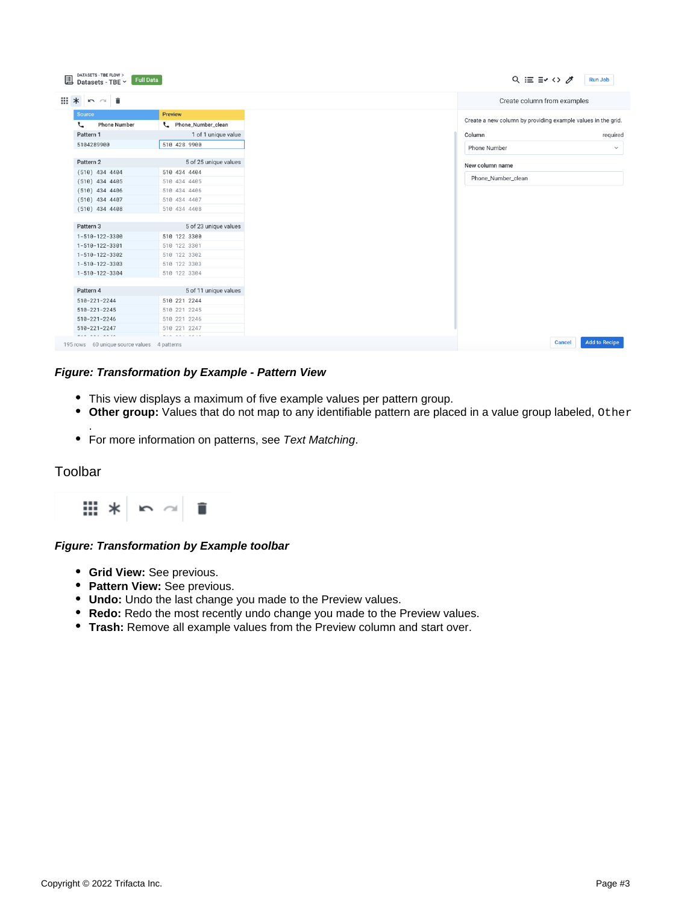**Figure: Transformation by Example - Pattern View**

- This view displays a maximum of five example values per pattern group.
- **Other group:** Values that do not map to any identifiable pattern are placed in a value group labeled, `Other`.
- For more information on patterns, see *Text Matching*.

## Toolbar

**Figure: Transformation by Example toolbar**

- **Grid View:** See previous.
- **Pattern View:** See previous.
- **Undo:** Undo the last change you made to the Preview values.
- **Redo:** Redo the most recently undo change you made to the Preview values.
- **Trash:** Remove all example values from the Preview column and start over.